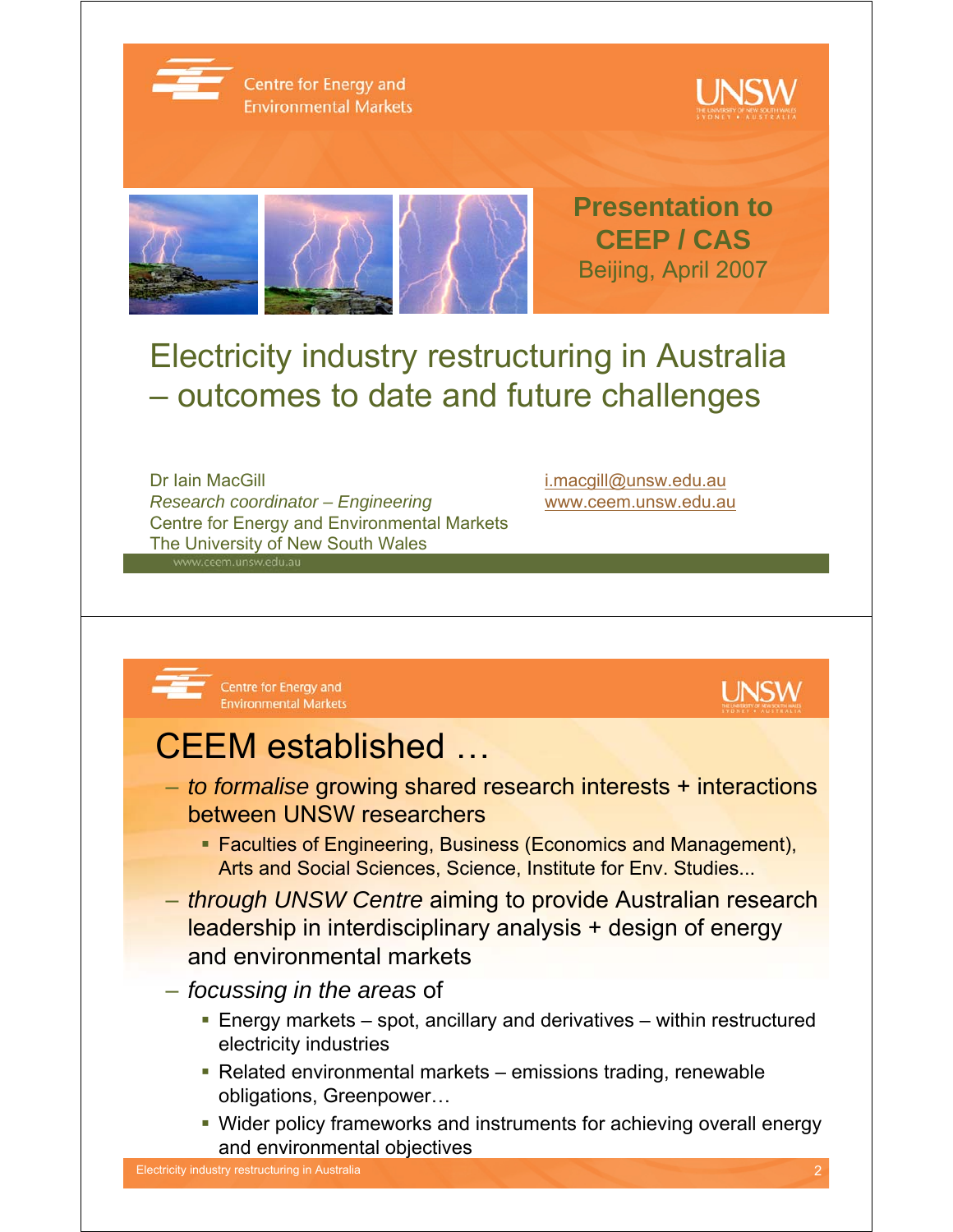Centre for Energy and Environmental Markets

UNSW

**Presentation to CEEP / CAS**

Beijing, April 2007

# Electricity industry restructuring in Australia – outcomes to date and future challenges

Dr Iain MacGill
*Research coordinator – Engineering*
Centre for Energy and Environmental Markets
The University of New South Wales

i.macgill@unsw.edu.au
www.ceem.unsw.edu.au

www.ceem.unsw.edu.au

---

Centre for Energy and Environmental Markets

UNSW

# CEEM established …

- *to formalise* growing shared research interests + interactions between UNSW researchers
  - Faculties of Engineering, Business (Economics and Management), Arts and Social Sciences, Science, Institute for Env. Studies...
- *through UNSW Centre* aiming to provide Australian research leadership in interdisciplinary analysis + design of energy and environmental markets
- *focussing in the areas* of
  - Energy markets – spot, ancillary and derivatives – within restructured electricity industries
  - Related environmental markets – emissions trading, renewable obligations, Greenpower…
  - Wider policy frameworks and instruments for achieving overall energy and environmental objectives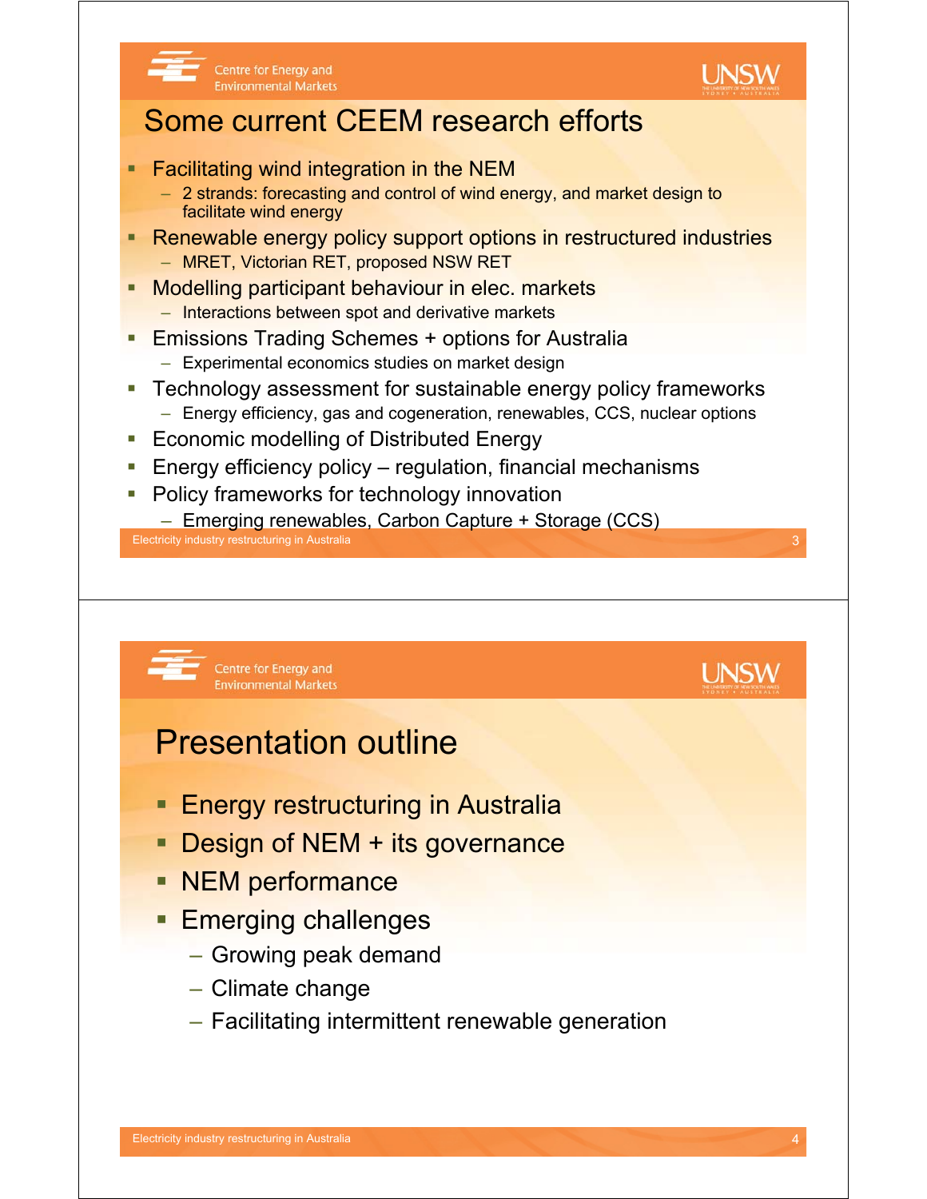## Some current CEEM research efforts

- Facilitating wind integration in the NEM
  - 2 strands: forecasting and control of wind energy, and market design to facilitate wind energy
- Renewable energy policy support options in restructured industries
  - MRET, Victorian RET, proposed NSW RET
- Modelling participant behaviour in elec. markets
  - Interactions between spot and derivative markets
- Emissions Trading Schemes + options for Australia
  - Experimental economics studies on market design
- Technology assessment for sustainable energy policy frameworks
  - Energy efficiency, gas and cogeneration, renewables, CCS, nuclear options
- Economic modelling of Distributed Energy
- Energy efficiency policy – regulation, financial mechanisms
- Policy frameworks for technology innovation
  - Emerging renewables, Carbon Capture + Storage (CCS)

## Presentation outline

- Energy restructuring in Australia
- Design of NEM + its governance
- NEM performance
- Emerging challenges
  - Growing peak demand
  - Climate change
  - Facilitating intermittent renewable generation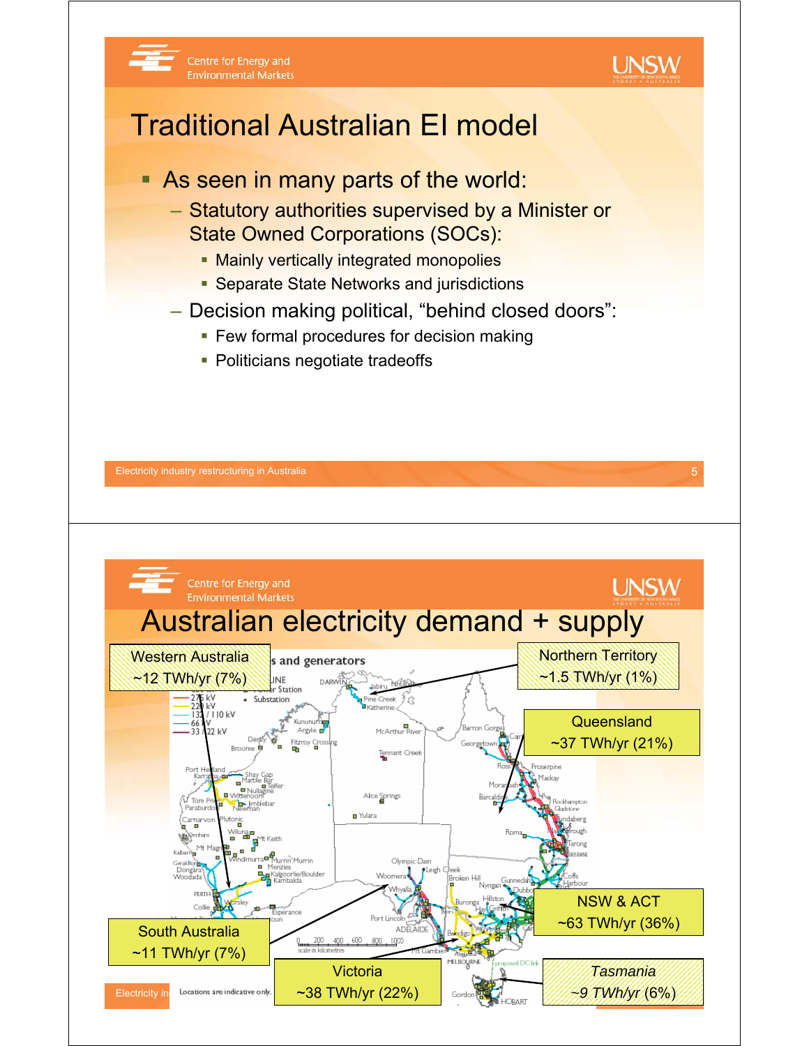# Traditional Australian EI model

- As seen in many parts of the world:
  - Statutory authorities supervised by a Minister or State Owned Corporations (SOCs):
    - Mainly vertically integrated monopolies
    - Separate State Networks and jurisdictions
  - Decision making political, "behind closed doors":
    - Few formal procedures for decision making
    - Politicians negotiate tradeoffs

# Australian electricity demand + supply

Western Australia ~12 TWh/yr (7%)

Northern Territory ~1.5 TWh/yr (1%)

Queensland ~37 TWh/yr (21%)

NSW & ACT ~63 TWh/yr (36%)

South Australia ~11 TWh/yr (7%)

Victoria ~38 TWh/yr (22%)

Tasmania ~9 TWh/yr (6%)

Locations are indicative only.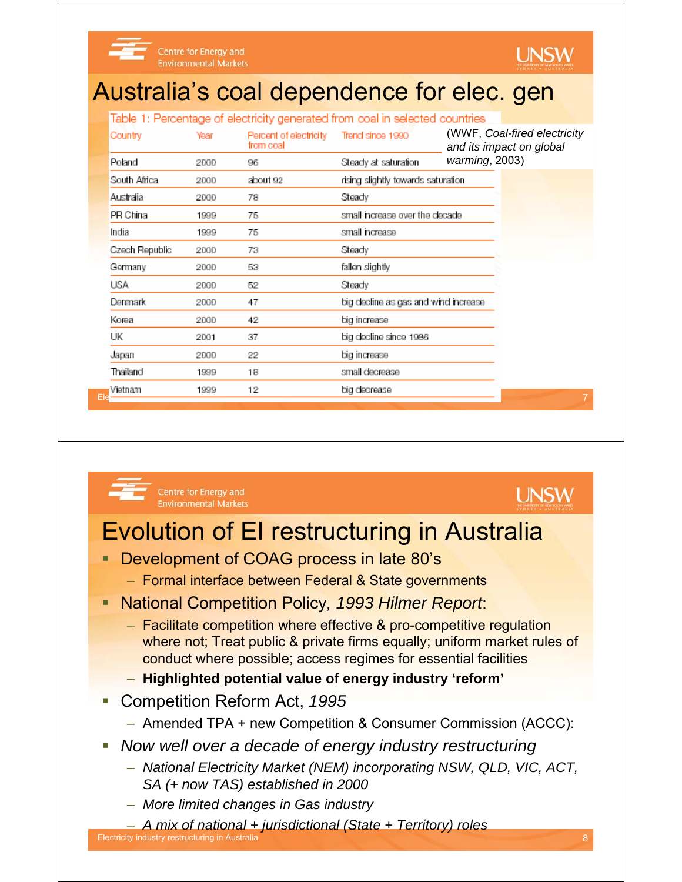# Australia's coal dependence for elec. gen

Table 1: Percentage of electricity generated from coal in selected countries

(WWF, *Coal-fired electricity and its impact on global warming*, 2003)

| Country | Year | Percent of electricity from coal | Trend since 1990 |
|---|---|---|---|
| Poland | 2000 | 96 | Steady at saturation |
| South Africa | 2000 | about 92 | rising slightly towards saturation |
| Australia | 2000 | 78 | Steady |
| PR China | 1999 | 75 | small increase over the decade |
| India | 1999 | 75 | small increase |
| Czech Republic | 2000 | 73 | Steady |
| Germany | 2000 | 53 | fallen slightly |
| USA | 2000 | 52 | Steady |
| Denmark | 2000 | 47 | big decline as gas and wind increase |
| Korea | 2000 | 42 | big increase |
| UK | 2001 | 37 | big decline since 1986 |
| Japan | 2000 | 22 | big increase |
| Thailand | 1999 | 18 | small decrease |
| Vietnam | 1999 | 12 | big decrease |

# Evolution of EI restructuring in Australia

- Development of COAG process in late 80's
  - Formal interface between Federal & State governments
- National Competition Policy, *1993 Hilmer Report*:
  - Facilitate competition where effective & pro-competitive regulation where not; Treat public & private firms equally; uniform market rules of conduct where possible; access regimes for essential facilities
  - **Highlighted potential value of energy industry 'reform'**
- Competition Reform Act, *1995*
  - Amended TPA + new Competition & Consumer Commission (ACCC):
- *Now well over a decade of energy industry restructuring*
  - *National Electricity Market (NEM) incorporating NSW, QLD, VIC, ACT, SA (+ now TAS) established in 2000*
  - *More limited changes in Gas industry*
  - *A mix of national + jurisdictional (State + Territory) roles*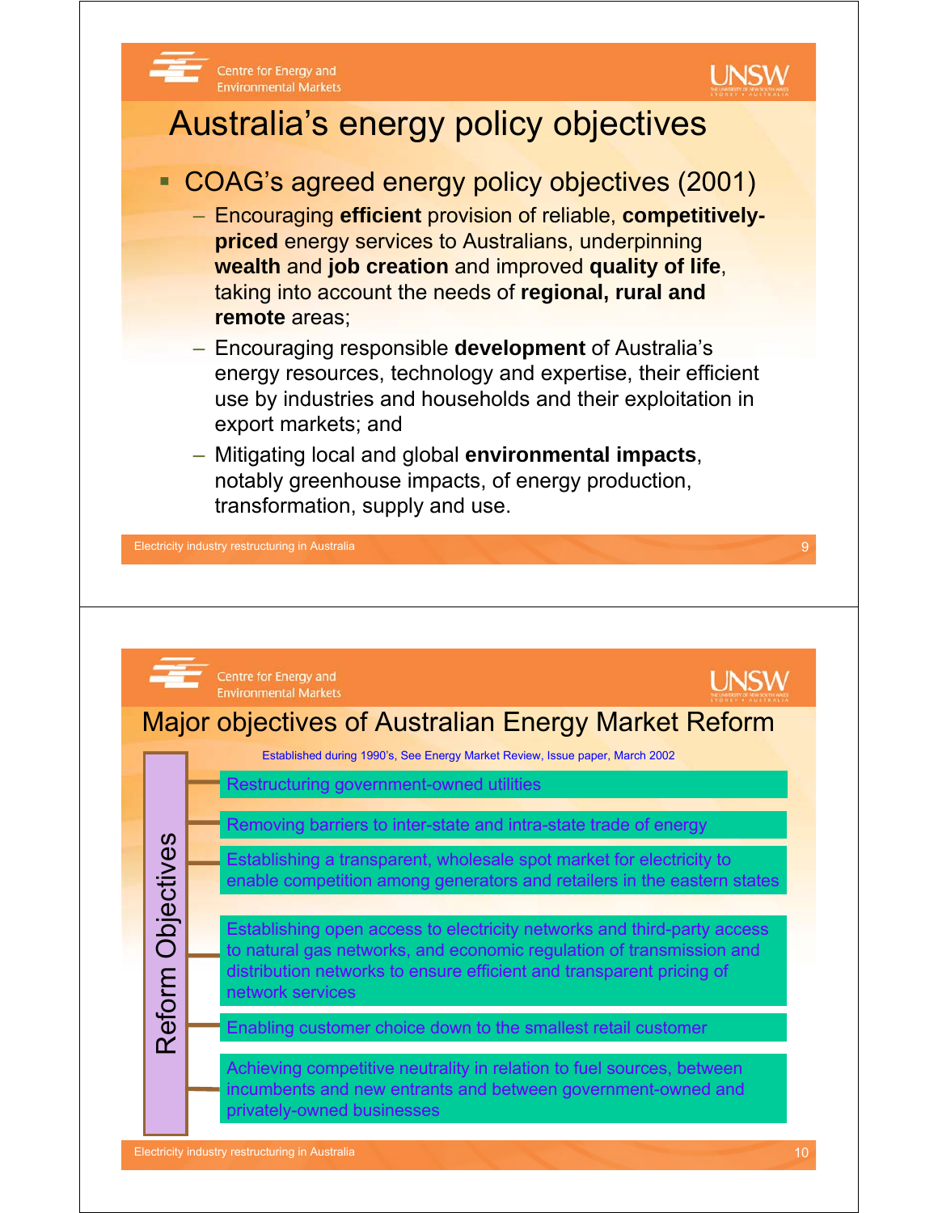# Australia's energy policy objectives

- COAG's agreed energy policy objectives (2001)
  - Encouraging **efficient** provision of reliable, **competitively-priced** energy services to Australians, underpinning **wealth** and **job creation** and improved **quality of life**, taking into account the needs of **regional, rural and remote** areas;
  - Encouraging responsible **development** of Australia's energy resources, technology and expertise, their efficient use by industries and households and their exploitation in export markets; and
  - Mitigating local and global **environmental impacts**, notably greenhouse impacts, of energy production, transformation, supply and use.

# Major objectives of Australian Energy Market Reform

Established during 1990's, See Energy Market Review, Issue paper, March 2002

**Reform Objectives**

- Restructuring government-owned utilities
- Removing barriers to inter-state and intra-state trade of energy
- Establishing a transparent, wholesale spot market for electricity to enable competition among generators and retailers in the eastern states
- Establishing open access to electricity networks and third-party access to natural gas networks, and economic regulation of transmission and distribution networks to ensure efficient and transparent pricing of network services
- Enabling customer choice down to the smallest retail customer
- Achieving competitive neutrality in relation to fuel sources, between incumbents and new entrants and between government-owned and privately-owned businesses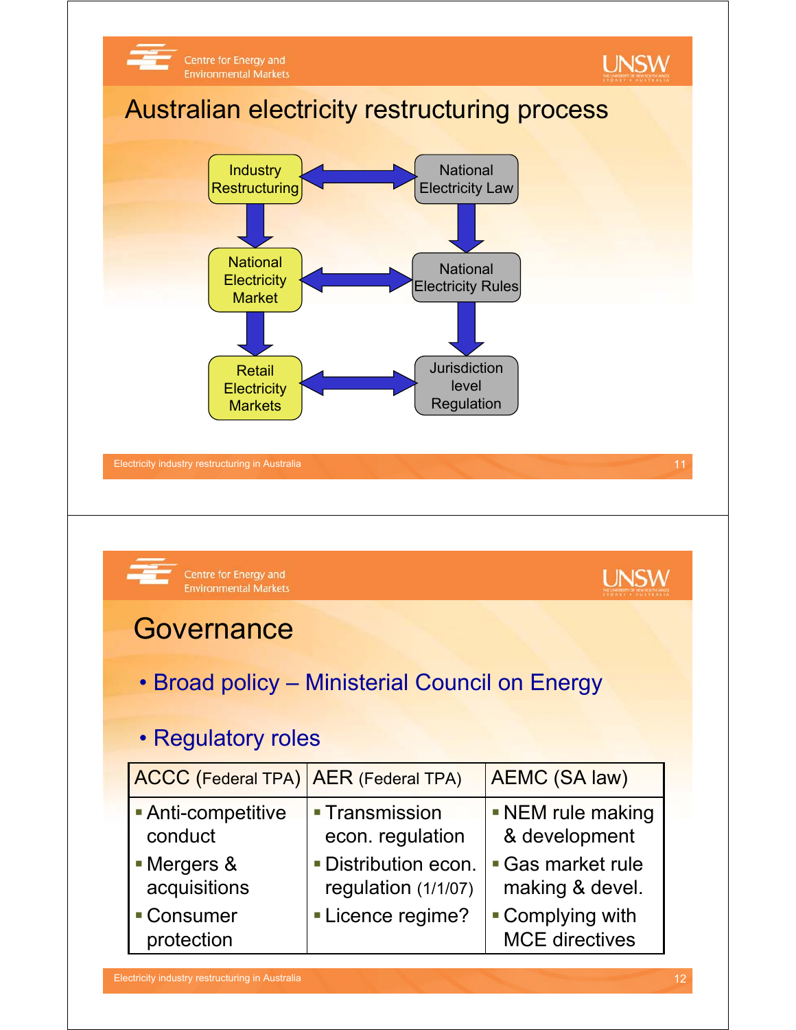# Australian electricity restructuring process

Industry Restructuring ⟷ National Electricity Law

National Electricity Market ⟷ National Electricity Rules

Retail Electricity Markets ⟷ Jurisdiction level Regulation

# Governance

- Broad policy – Ministerial Council on Energy
- Regulatory roles

| ACCC (Federal TPA) | AER (Federal TPA) | AEMC (SA law) |
|---|---|---|
| ▪ Anti-competitive conduct<br>▪ Mergers & acquisitions<br>▪ Consumer protection | ▪ Transmission econ. regulation<br>▪ Distribution econ. regulation (1/1/07)<br>▪ Licence regime? | ▪ NEM rule making & development<br>▪ Gas market rule making & devel.<br>▪ Complying with MCE directives |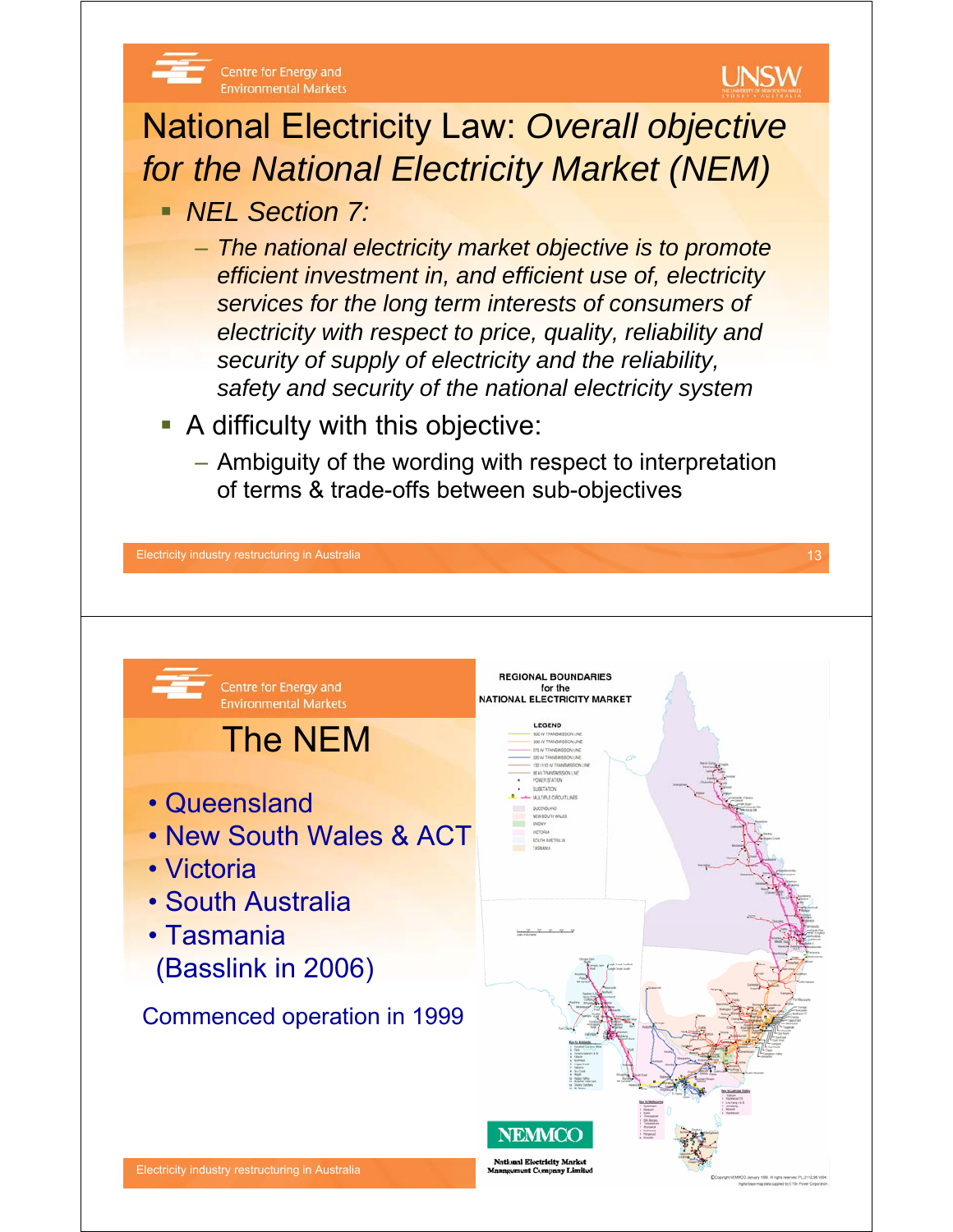# National Electricity Law: *Overall objective for the National Electricity Market (NEM)*

- *NEL Section 7:*
  - *The national electricity market objective is to promote efficient investment in, and efficient use of, electricity services for the long term interests of consumers of electricity with respect to price, quality, reliability and security of supply of electricity and the reliability, safety and security of the national electricity system*
- A difficulty with this objective:
  - Ambiguity of the wording with respect to interpretation of terms & trade-offs between sub-objectives

# The NEM

- Queensland
- New South Wales & ACT
- Victoria
- South Australia
- Tasmania (Basslink in 2006)

Commenced operation in 1999

REGIONAL BOUNDARIES for the NATIONAL ELECTRICITY MARKET

NEMMCO

National Electricity Market Management Company Limited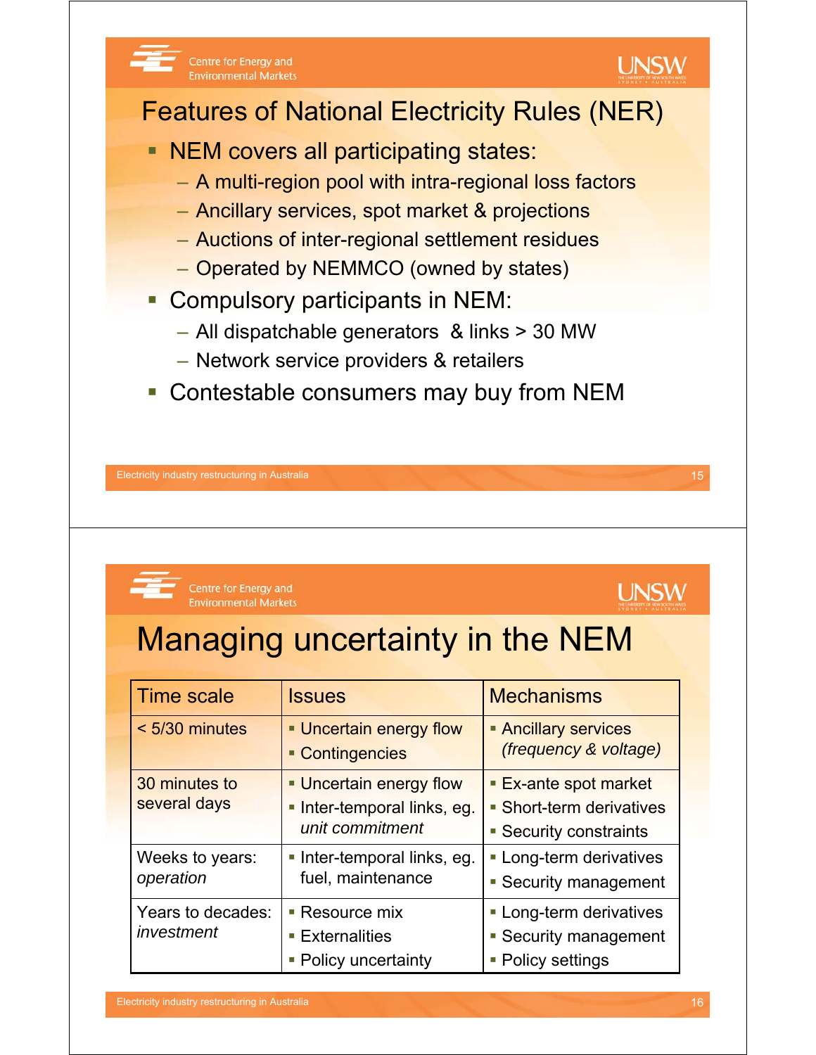# Features of National Electricity Rules (NER)

- NEM covers all participating states:
  - A multi-region pool with intra-regional loss factors
  - Ancillary services, spot market & projections
  - Auctions of inter-regional settlement residues
  - Operated by NEMMCO (owned by states)
- Compulsory participants in NEM:
  - All dispatchable generators & links > 30 MW
  - Network service providers & retailers
- Contestable consumers may buy from NEM

# Managing uncertainty in the NEM

| Time scale | Issues | Mechanisms |
|---|---|---|
| < 5/30 minutes | ▪ Uncertain energy flow<br>▪ Contingencies | ▪ Ancillary services *(frequency & voltage)* |
| 30 minutes to several days | ▪ Uncertain energy flow<br>▪ Inter-temporal links, eg. *unit commitment* | ▪ Ex-ante spot market<br>▪ Short-term derivatives<br>▪ Security constraints |
| Weeks to years: *operation* | ▪ Inter-temporal links, eg. fuel, maintenance | ▪ Long-term derivatives<br>▪ Security management |
| Years to decades: *investment* | ▪ Resource mix<br>▪ Externalities<br>▪ Policy uncertainty | ▪ Long-term derivatives<br>▪ Security management<br>▪ Policy settings |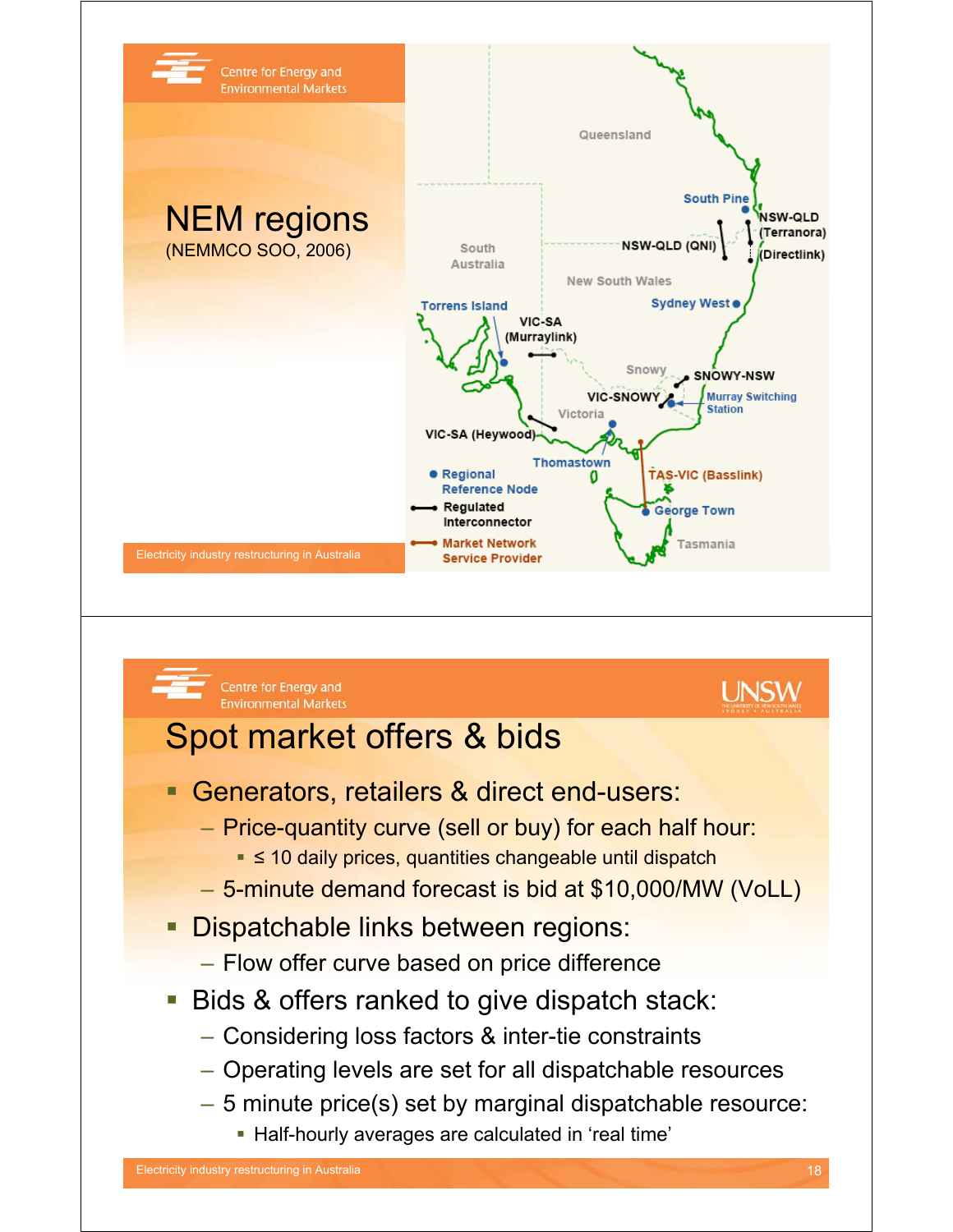# NEM regions

(NEMMCO SOO, 2006)

Queensland

South Pine

NSW-QLD (Terranora)

NSW-QLD (QNI)

(Directlink)

South Australia

New South Wales

Sydney West

Torrens Island

VIC-SA (Murraylink)

Snowy

SNOWY-NSW

VIC-SNOWY

Murray Switching Station

Victoria

VIC-SA (Heywood)

Thomastown

TAS-VIC (Basslink)

George Town

Tasmania

- Regional Reference Node
- Regulated Interconnector
- Market Network Service Provider

Electricity industry restructuring in Australia

# Spot market offers & bids

- Generators, retailers & direct end-users:
  - Price-quantity curve (sell or buy) for each half hour:
    - ≤ 10 daily prices, quantities changeable until dispatch
  - 5-minute demand forecast is bid at $10,000/MW (VoLL)
- Dispatchable links between regions:
  - Flow offer curve based on price difference
- Bids & offers ranked to give dispatch stack:
  - Considering loss factors & inter-tie constraints
  - Operating levels are set for all dispatchable resources
  - 5 minute price(s) set by marginal dispatchable resource:
    - Half-hourly averages are calculated in 'real time'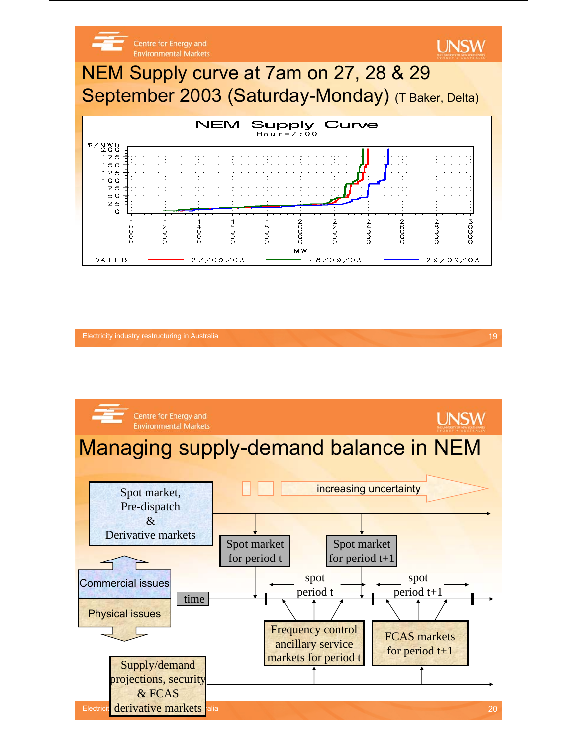# NEM Supply curve at 7am on 27, 28 & 29 September 2003 (Saturday-Monday) (T Baker, Delta)

NEM Supply Curve

Hour=7:00

$/MWh

MW

DATEB — 27/09/03 — 28/09/03 — 29/09/03

# Managing supply-demand balance in NEM

Spot market, Pre-dispatch & Derivative markets

increasing uncertainty

Spot market for period t

Spot market for period t+1

Commercial issues

Physical issues

time

spot period t

spot period t+1

Frequency control ancillary service markets for period t

FCAS markets for period t+1

Supply/demand projections, security & FCAS derivative markets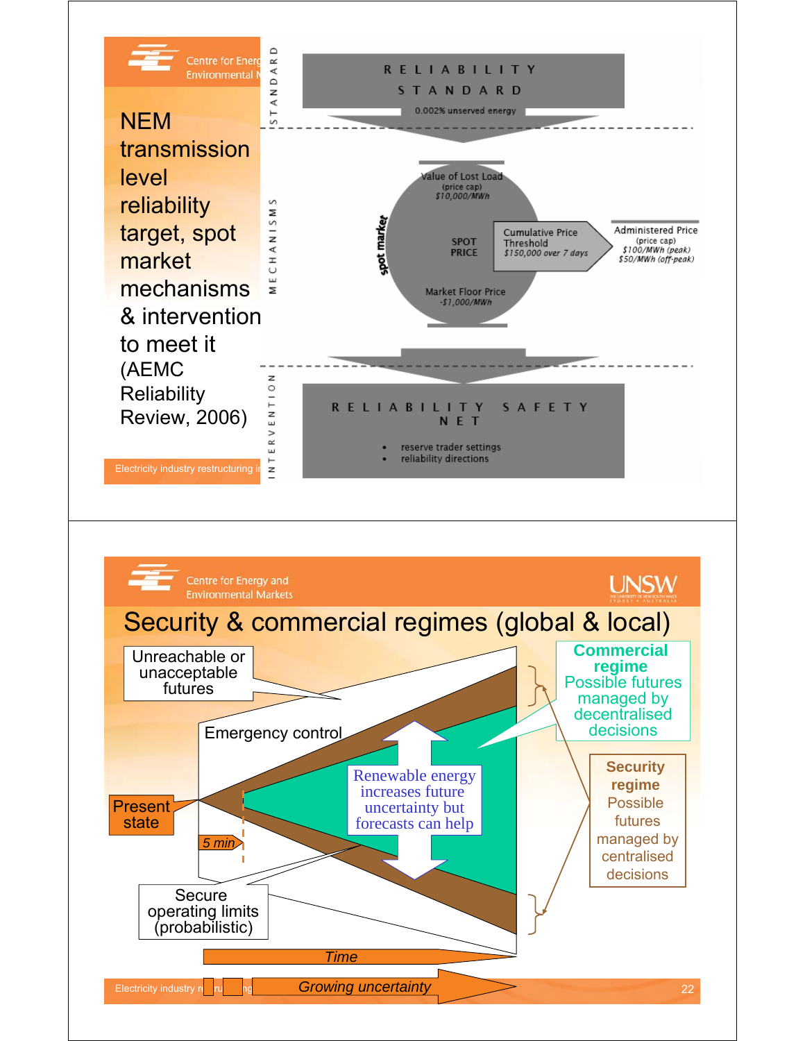## NEM transmission level reliability target, spot market mechanisms & intervention to meet it (AEMC Reliability Review, 2006)

STANDARD

**RELIABILITY STANDARD**

0.002% unserved energy

MECHANISMS

spot market

Value of Lost Load (price cap) $10,000/MWh

SPOT PRICE

Cumulative Price Threshold $150,000 over 7 days

Administered Price (price cap) $100/MWh (peak) $50/MWh (off-peak)

Market Floor Price -$1,000/MWh

INTERVENTION

**RELIABILITY SAFETY NET**

- reserve trader settings
- reliability directions

## Security & commercial regimes (global & local)

Unreachable or unacceptable futures

Emergency control

Present state

5 min

Secure operating limits (probabilistic)

Renewable energy increases future uncertainty but forecasts can help

**Commercial regime**
Possible futures managed by decentralised decisions

**Security regime**
Possible futures managed by centralised decisions

Time

Growing uncertainty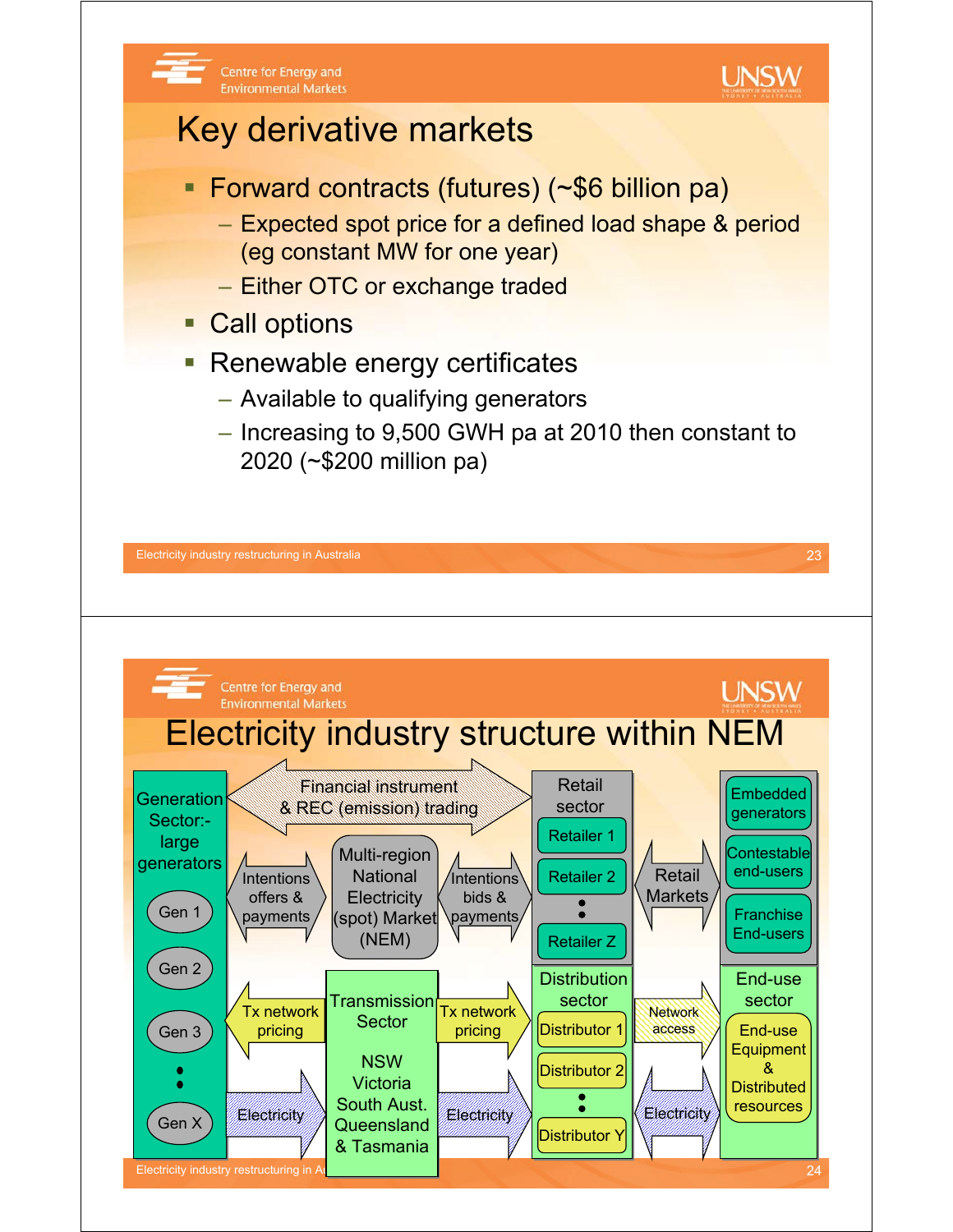# Key derivative markets

- Forward contracts (futures) (~$6 billion pa)
  - Expected spot price for a defined load shape & period (eg constant MW for one year)
  - Either OTC or exchange traded
- Call options
- Renewable energy certificates
  - Available to qualifying generators
  - Increasing to 9,500 GWH pa at 2010 then constant to 2020 (~$200 million pa)

# Electricity industry structure within NEM

Generation Sector:- large generators

- Gen 1
- Gen 2
- Gen 3
- ⋮
- Gen X

Financial instrument & REC (emission) trading

Intentions offers & payments

Multi-region National Electricity (spot) Market (NEM)

Intentions bids & payments

Retail sector

- Retailer 1
- Retailer 2
- ⋮
- Retailer Z

Retail Markets

- Embedded generators
- Contestable end-users
- Franchise End-users

Tx network pricing

Transmission Sector

NSW
Victoria
South Aust.
Queensland
& Tasmania

Tx network pricing

Distribution sector

- Distributor 1
- Distributor 2
- ⋮
- Distributor Y

Network access

End-use sector

- End-use Equipment & Distributed resources

Electricity

Electricity

Electricity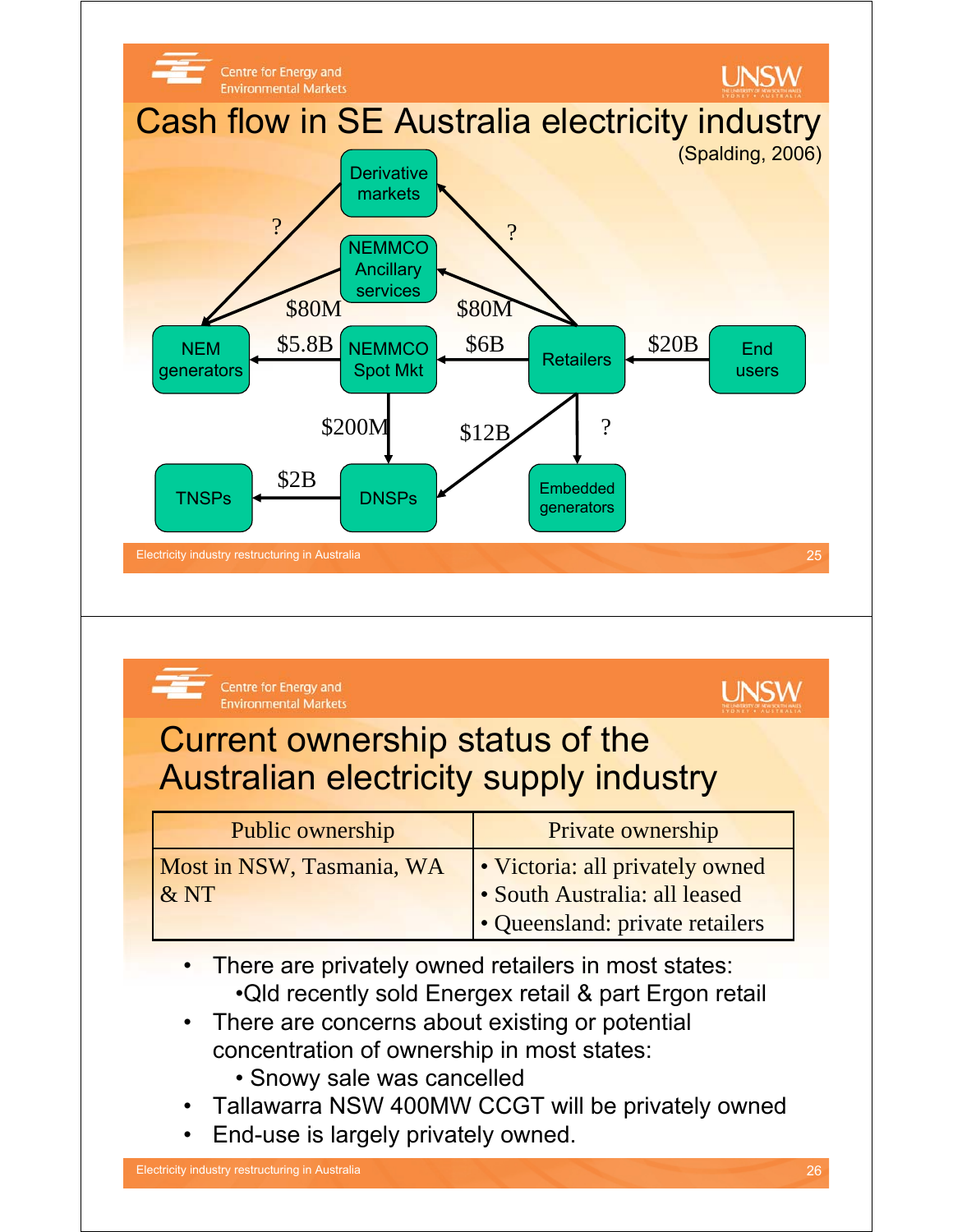# Cash flow in SE Australia electricity industry

(Spalding, 2006)

- Derivative markets ↔ NEM generators: ?
- Retailers → Derivative markets: ?
- NEMMCO Ancillary services → NEM generators: $80M
- Retailers → NEMMCO Ancillary services: $80M
- NEMMCO Spot Mkt → NEM generators: $5.8B
- Retailers → NEMMCO Spot Mkt: $6B
- End users → Retailers: $20B
- NEMMCO Spot Mkt → DNSPs: $200M
- Retailers → DNSPs: $12B
- Retailers → Embedded generators: ?
- DNSPs → TNSPs: $2B

# Current ownership status of the Australian electricity supply industry

| Public ownership | Private ownership |
|---|---|
| Most in NSW, Tasmania, WA & NT | • Victoria: all privately owned<br>• South Australia: all leased<br>• Queensland: private retailers |

- There are privately owned retailers in most states:
  - Qld recently sold Energex retail & part Ergon retail
- There are concerns about existing or potential concentration of ownership in most states:
  - Snowy sale was cancelled
- Tallawarra NSW 400MW CCGT will be privately owned
- End-use is largely privately owned.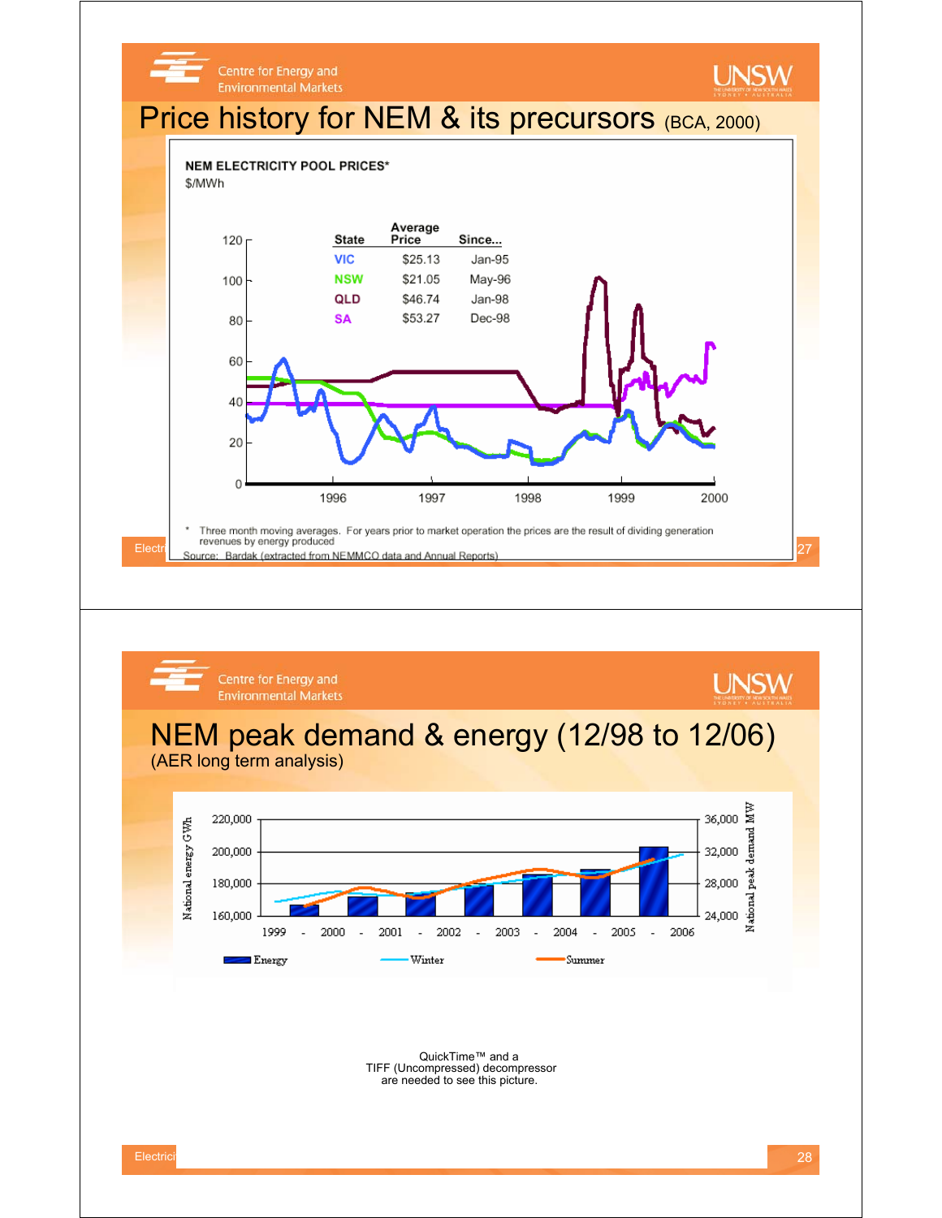# Price history for NEM & its precursors (BCA, 2000)

**NEM ELECTRICITY POOL PRICES***
$/MWh

| State | Average Price | Since... |
|---|---|---|
| VIC | $25.13 | Jan-95 |
| NSW | $21.05 | May-96 |
| QLD | $46.74 | Jan-98 |
| SA | $53.27 | Dec-98 |

\* Three month moving averages. For years prior to market operation the prices are the result of dividing generation revenues by energy produced

Source: Bardak (extracted from NEMMCO data and Annual Reports)

# NEM peak demand & energy (12/98 to 12/06)

(AER long term analysis)

National energy GWh (160,000 – 220,000); National peak demand MW (24,000 – 36,000)

1999 - 2000 - 2001 - 2002 - 2003 - 2004 - 2005 - 2006

Energy — Winter — Summer

QuickTime™ and a TIFF (Uncompressed) decompressor are needed to see this picture.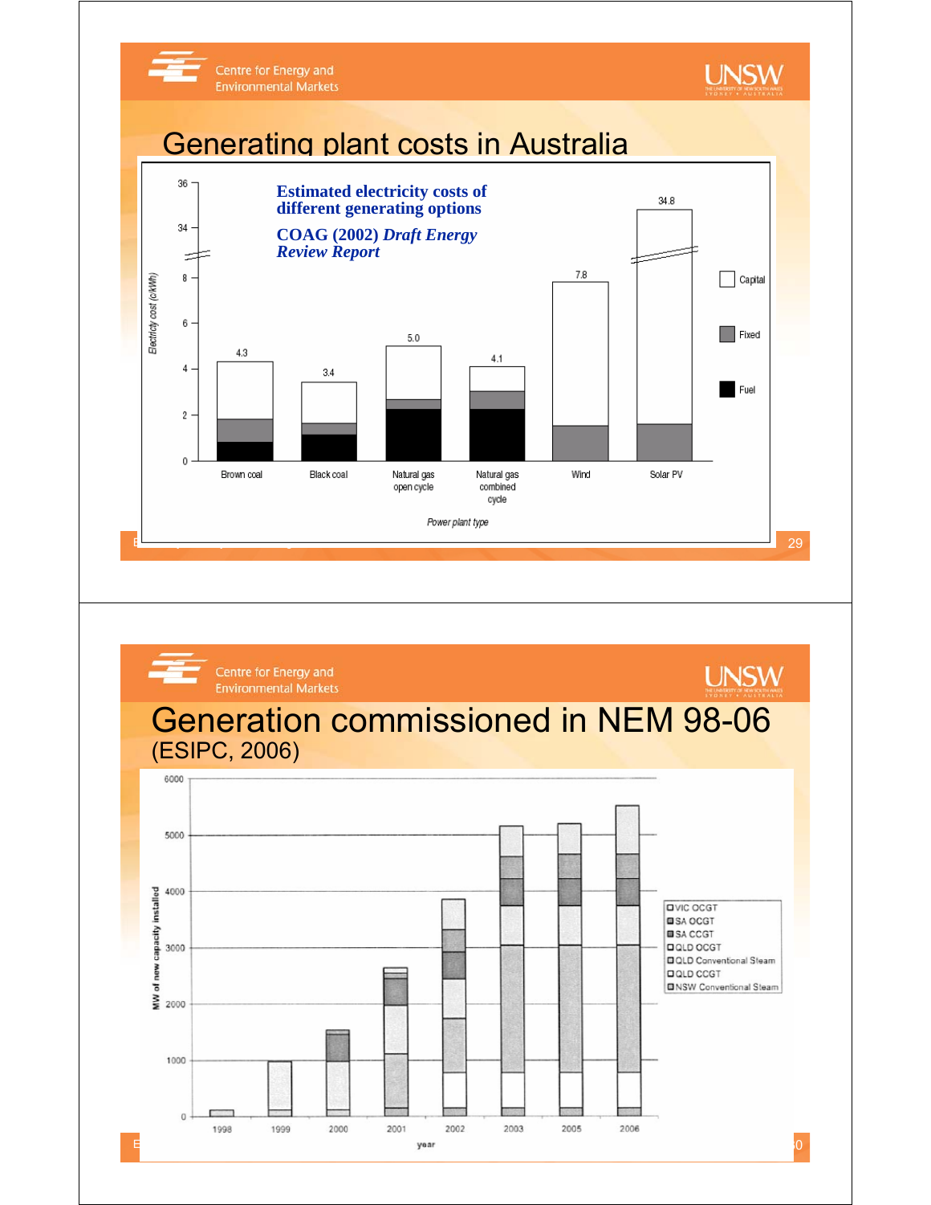# Generating plant costs in Australia

**Estimated electricity costs of different generating options**

**COAG (2002) *Draft Energy Review Report***

Electricity cost (c/kWh)

| Power plant type | Total |
|---|---|
| Brown coal | 4.3 |
| Black coal | 3.4 |
| Natural gas open cycle | 5.0 |
| Natural gas combined cycle | 4.1 |
| Wind | 7.8 |
| Solar PV | 34.8 |

Legend: Capital, Fixed, Fuel

Power plant type

# Generation commissioned in NEM 98-06

(ESIPC, 2006)

MW of new capacity installed

year: 1998, 1999, 2000, 2001, 2002, 2003, 2005, 2006

Legend: VIC OCGT, SA OCGT, SA CCGT, QLD OCGT, QLD Conventional Steam, QLD CCGT, NSW Conventional Steam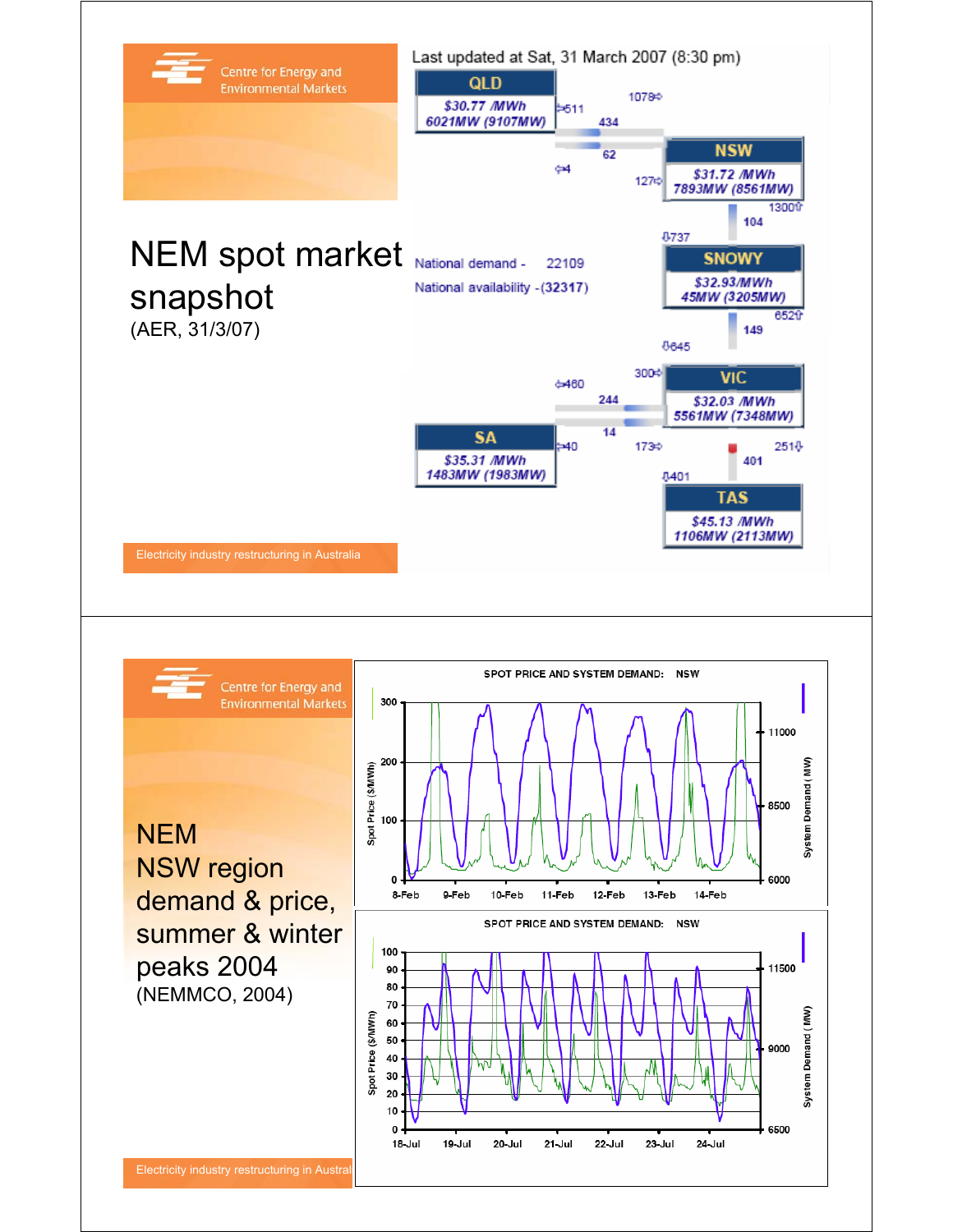## NEM spot market snapshot

(AER, 31/3/07)

Last updated at Sat, 31 March 2007 (8:30 pm)

| Region | Price | Demand (Availability) |
|---|---|---|
| QLD | $30.77 /MWh | 6021MW (9107MW) |
| NSW | $31.72 /MWh | 7893MW (8561MW) |
| SNOWY | $32.93/MWh | 45MW (3205MW) |
| VIC | $32.03 /MWh | 5561MW (7348MW) |
| SA | $35.31 /MWh | 1483MW (1983MW) |
| TAS | $45.13 /MWh | 1106MW (2113MW) |

National demand - 22109

National availability -(32317)

Interconnector flows: QLD–NSW: 1078, 511, 434, 62, 4, 127; NSW–SNOWY: 1300, 104, 737; SNOWY–VIC: 652, 149, 645; VIC–SA: 460, 300, 244, 14, 40, 173; VIC–TAS: 251, 401, 401

Electricity industry restructuring in Australia

---

## NEM NSW region demand & price, summer & winter peaks 2004

(NEMMCO, 2004)

**SPOT PRICE AND SYSTEM DEMAND: NSW** (8-Feb to 14-Feb; Spot Price ($/MWh) 0–300; System Demand (MW) 6000–11000)

**SPOT PRICE AND SYSTEM DEMAND: NSW** (18-Jul to 24-Jul; Spot Price ($/MWh) 0–100; System Demand (MW) 6500–11500)

Electricity industry restructuring in Australia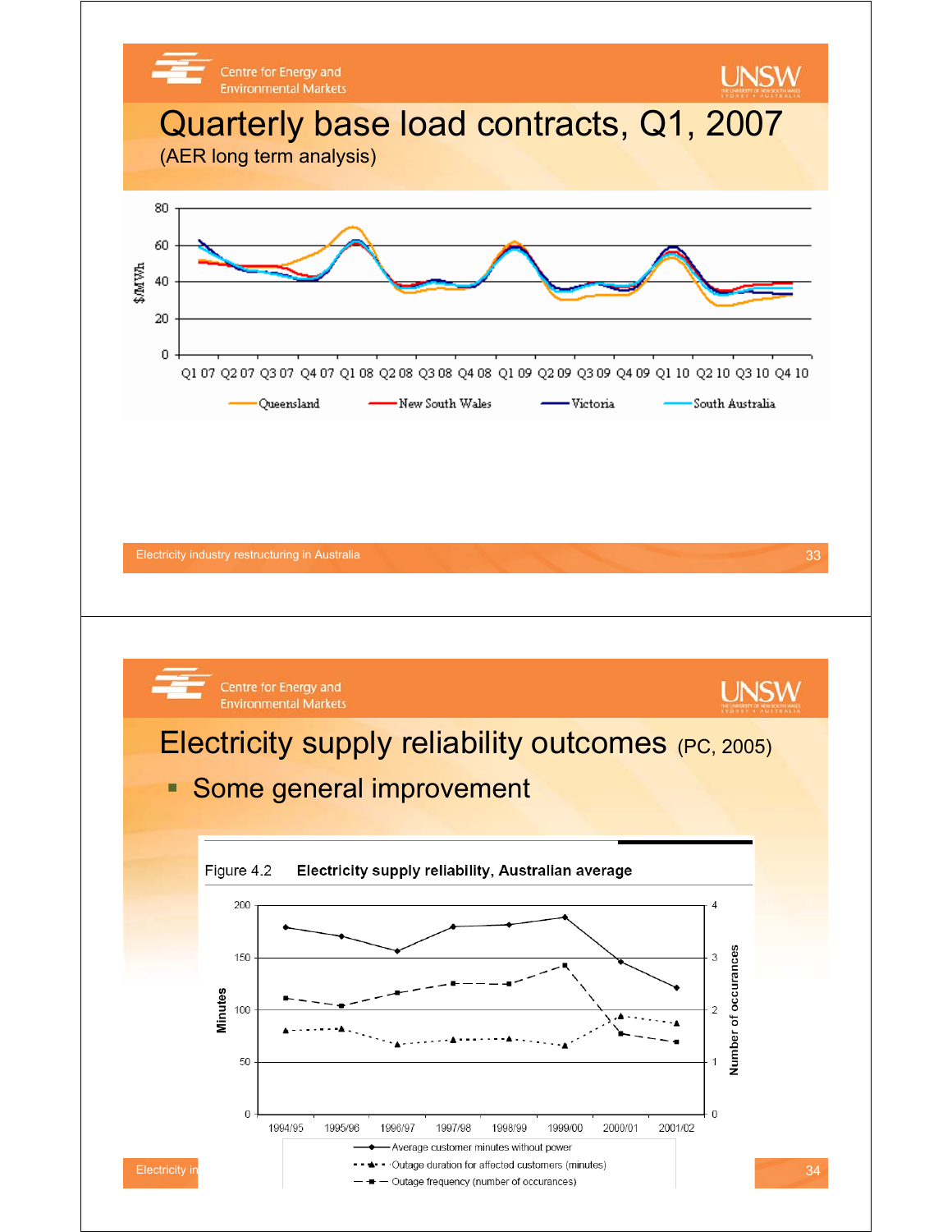# Quarterly base load contracts, Q1, 2007

(AER long term analysis)

# Electricity supply reliability outcomes (PC, 2005)

- Some general improvement

Figure 4.2 **Electricity supply reliability, Australian average**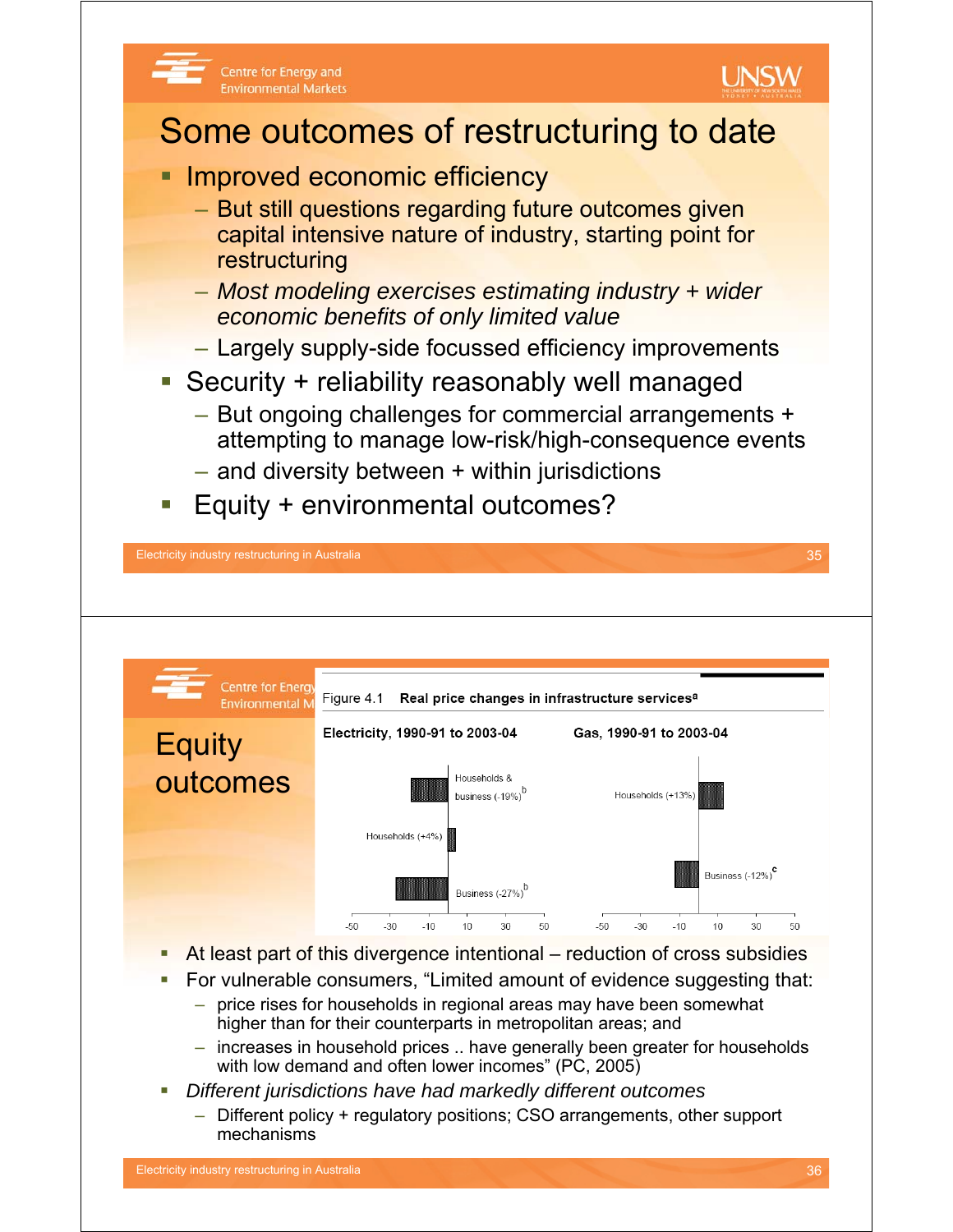# Some outcomes of restructuring to date

- Improved economic efficiency
  - But still questions regarding future outcomes given capital intensive nature of industry, starting point for restructuring
  - *Most modeling exercises estimating industry + wider economic benefits of only limited value*
  - Largely supply-side focussed efficiency improvements
- Security + reliability reasonably well managed
  - But ongoing challenges for commercial arrangements + attempting to manage low-risk/high-consequence events
  - and diversity between + within jurisdictions
- Equity + environmental outcomes?

# Equity outcomes

Figure 4.1 **Real price changes in infrastructure services**[a]

**Electricity, 1990-91 to 2003-04**

- Households & business (-19%)[b]
- Households (+4%)
- Business (-27%)[b]

**Gas, 1990-91 to 2003-04**

- Households (+13%)
- Business (-12%)[c]

- At least part of this divergence intentional – reduction of cross subsidies
- For vulnerable consumers, "Limited amount of evidence suggesting that:
  - price rises for households in regional areas may have been somewhat higher than for their counterparts in metropolitan areas; and
  - increases in household prices .. have generally been greater for households with low demand and often lower incomes" (PC, 2005)
- *Different jurisdictions have had markedly different outcomes*
  - Different policy + regulatory positions; CSO arrangements, other support mechanisms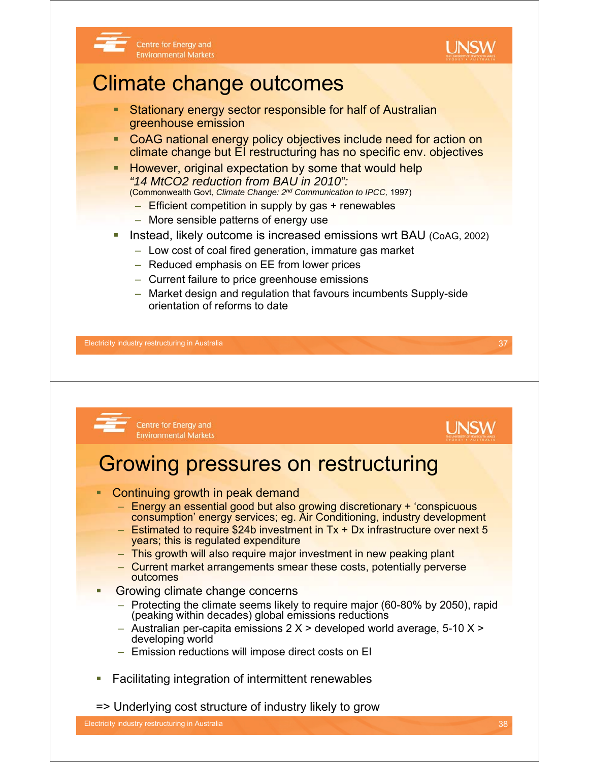# Climate change outcomes

- Stationary energy sector responsible for half of Australian greenhouse emission
- CoAG national energy policy objectives include need for action on climate change but EI restructuring has no specific env. objectives
- However, original expectation by some that would help *"14 MtCO2 reduction from BAU in 2010":* (Commonwealth Govt, *Climate Change: 2nd Communication to IPCC,* 1997)
  - Efficient competition in supply by gas + renewables
  - More sensible patterns of energy use
- Instead, likely outcome is increased emissions wrt BAU (CoAG, 2002)
  - Low cost of coal fired generation, immature gas market
  - Reduced emphasis on EE from lower prices
  - Current failure to price greenhouse emissions
  - Market design and regulation that favours incumbents Supply-side orientation of reforms to date

# Growing pressures on restructuring

- Continuing growth in peak demand
  - Energy an essential good but also growing discretionary + 'conspicuous consumption' energy services; eg. Air Conditioning, industry development
  - Estimated to require $24b investment in Tx + Dx infrastructure over next 5 years; this is regulated expenditure
  - This growth will also require major investment in new peaking plant
  - Current market arrangements smear these costs, potentially perverse outcomes
- Growing climate change concerns
  - Protecting the climate seems likely to require major (60-80% by 2050), rapid (peaking within decades) global emissions reductions
  - Australian per-capita emissions 2 X > developed world average, 5-10 X > developing world
  - Emission reductions will impose direct costs on EI
- Facilitating integration of intermittent renewables

=> Underlying cost structure of industry likely to grow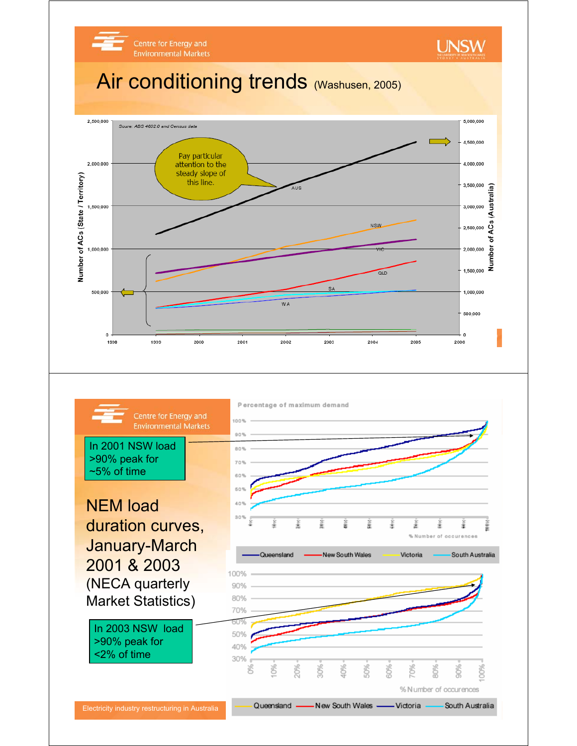# Air conditioning trends (Washusen, 2005)

Soure: ABS 4602.0 and Census data

Pay particular attention to the steady slope of this line.

Number of ACs (State / Territory)

Number of ACs (Australia)

AUS, NSW, VIC, QLD, SA, WA

1998 1999 2000 2001 2002 2003 2004 2005 2006

---

In 2001 NSW load >90% peak for ~5% of time

# NEM load duration curves, January-March 2001 & 2003

(NECA quarterly Market Statistics)

In 2003 NSW load >90% peak for <2% of time

Percentage of maximum demand

% Number of occurences

Queensland, New South Wales, Victoria, South Australia

Electricity industry restructuring in Australia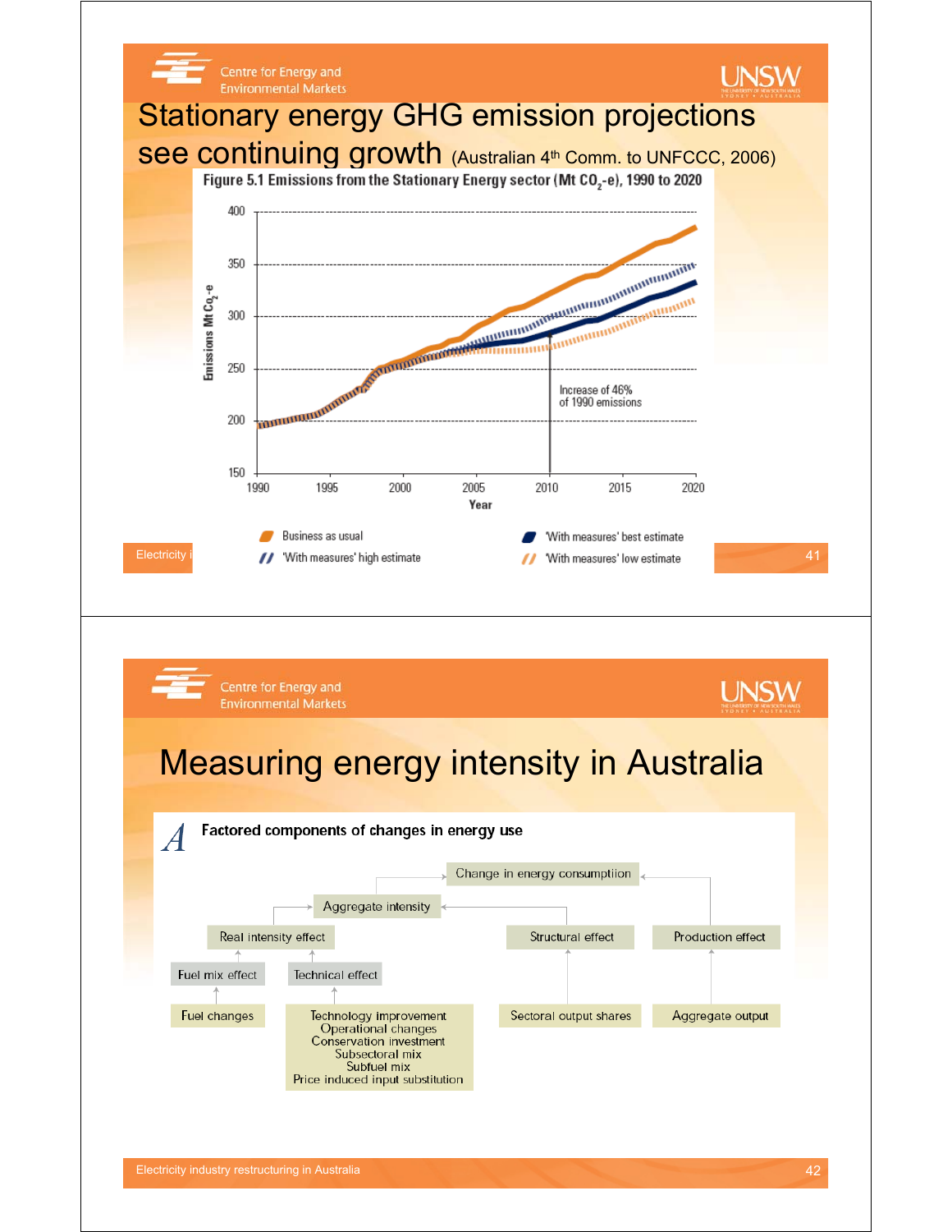# Stationary energy GHG emission projections see continuing growth (Australian 4th Comm. to UNFCCC, 2006)

**Figure 5.1 Emissions from the Stationary Energy sector (Mt $CO_2$-e), 1990 to 2020**

- Business as usual
- 'With measures' high estimate
- 'With measures' best estimate
- 'With measures' low estimate

Increase of 46% of 1990 emissions

# Measuring energy intensity in Australia

**Factored components of changes in energy use**

- Change in energy consumptiion
  - Aggregate intensity
    - Real intensity effect
      - Fuel mix effect
        - Fuel changes
      - Technical effect
        - Technology improvement
        - Operational changes
        - Conservation investment
        - Subsectoral mix
        - Subfuel mix
        - Price induced input substitution
    - Structural effect
      - Sectoral output shares
  - Production effect
    - Aggregate output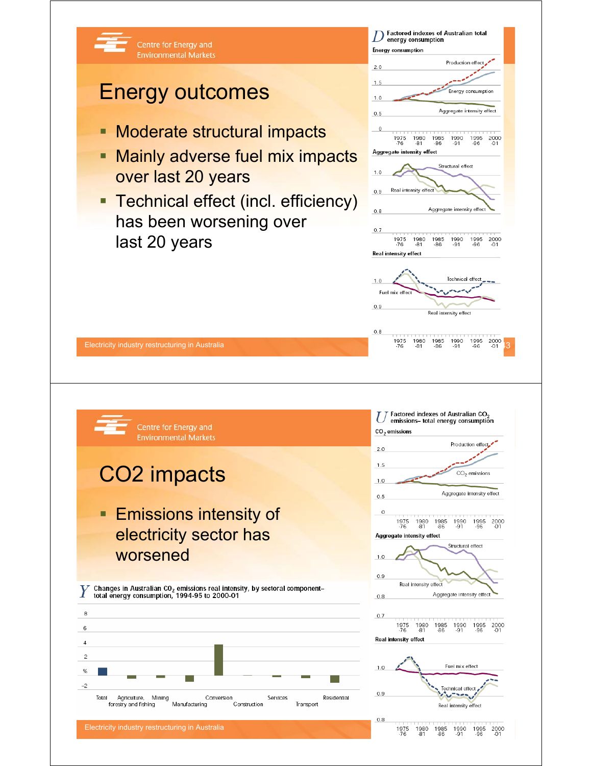# Energy outcomes

- Moderate structural impacts
- Mainly adverse fuel mix impacts over last 20 years
- Technical effect (incl. efficiency) has been worsening over last 20 years

*D* Factored indexes of Australian total energy consumption

Energy consumption

Aggregate intensity effect

Real intensity effect

---

# CO2 impacts

- Emissions intensity of electricity sector has worsened

*Y* Changes in Australian $CO_2$ emissions real intensity, by sectoral component–total energy consumption, 1994-95 to 2000-01

*U* Factored indexes of Australian $CO_2$ emissions– total energy consumption

$CO_2$ emissions

Aggregate intensity effect

Real intensity effect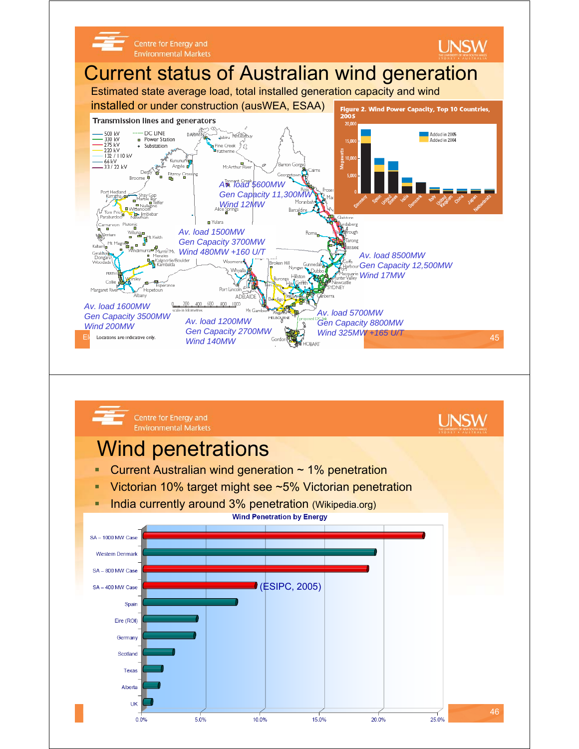# Current status of Australian wind generation

Estimated state average load, total installed generation capacity and wind installed or under construction (ausWEA, ESAA)

**Transmission lines and generators**

- 500 kV
- 330 kV
- 275 kV
- 220 kV
- 132 / 110 kV
- 66 kV
- 33 / 22 kV
- DC LINE
- Power Station
- Substation

*Av. load 5600MW*
*Gen Capacity 11,300MW*
*Wind 12MW*

*Av. load 1500MW*
*Gen Capacity 3700MW*
*Wind 480MW +160 U/T*

*Av. load 8500MW*
*Gen Capacity 12,500MW*
*Wind 17MW*

*Av. load 1600MW*
*Gen Capacity 3500MW*
*Wind 200MW*

*Av. load 1200MW*
*Gen Capacity 2700MW*
*Wind 140MW*

*Av. load 5700MW*
*Gen Capacity 8800MW*
*Wind 325MW +165 U/T*

Locations are indicative only.

**Figure 2. Wind Power Capacity, Top 10 Countries, 2005**

# Wind penetrations

- Current Australian wind generation ~ 1% penetration
- Victorian 10% target might see ~5% Victorian penetration
- India currently around 3% penetration (Wikipedia.org)

**Wind Penetration by Energy**

(ESIPC, 2005)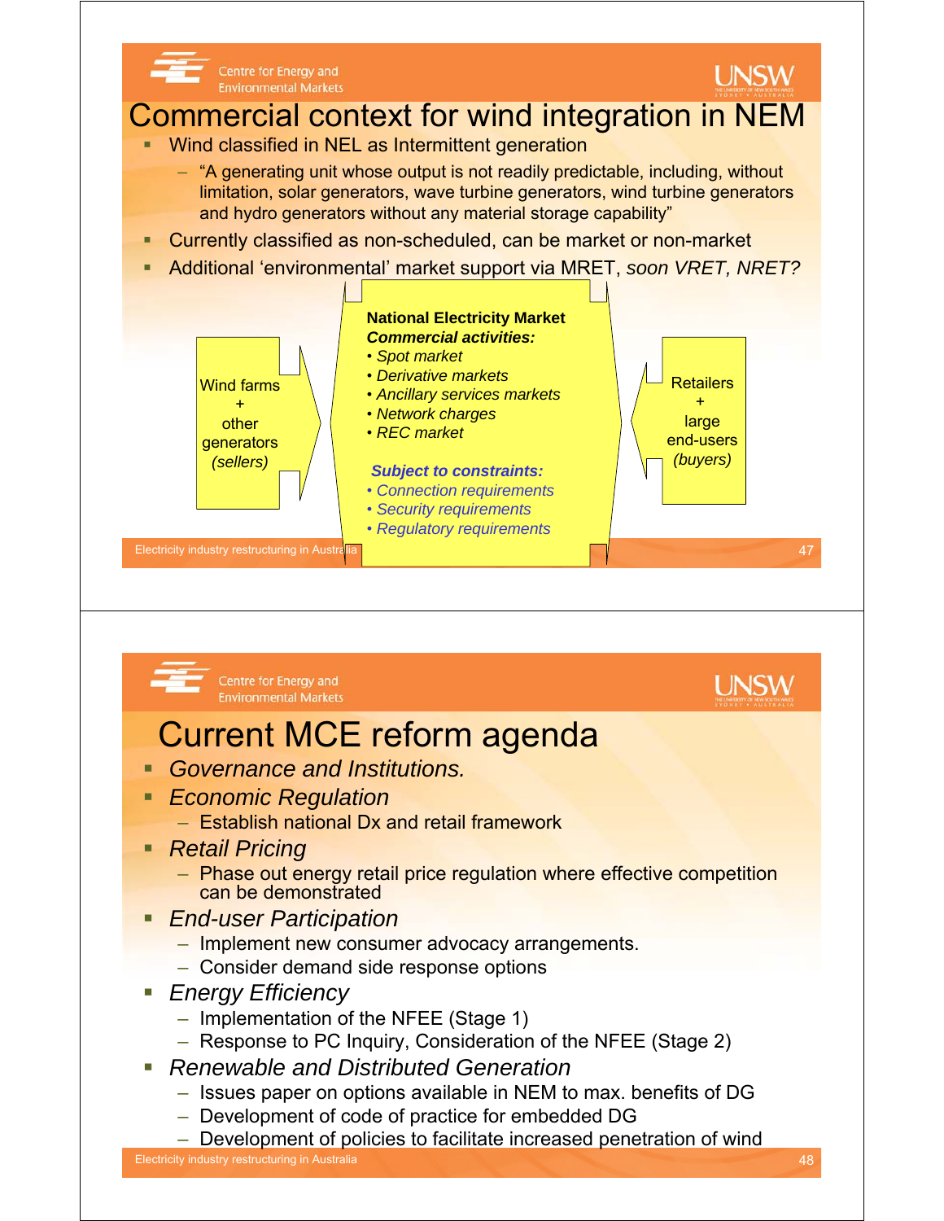# Commercial context for wind integration in NEM

- Wind classified in NEL as Intermittent generation
  - "A generating unit whose output is not readily predictable, including, without limitation, solar generators, wave turbine generators, wind turbine generators and hydro generators without any material storage capability"
- Currently classified as non-scheduled, can be market or non-market
- Additional 'environmental' market support via MRET, *soon VRET, NRET?*

Wind farms + other generators *(sellers)*

**National Electricity Market**
***Commercial activities:***
- *Spot market*
- *Derivative markets*
- *Ancillary services markets*
- *Network charges*
- *REC market*

***Subject to constraints:***
- *Connection requirements*
- *Security requirements*
- *Regulatory requirements*

Retailers + large end-users *(buyers)*

# Current MCE reform agenda

- *Governance and Institutions.*
- *Economic Regulation*
  - Establish national Dx and retail framework
- *Retail Pricing*
  - Phase out energy retail price regulation where effective competition can be demonstrated
- *End-user Participation*
  - Implement new consumer advocacy arrangements.
  - Consider demand side response options
- *Energy Efficiency*
  - Implementation of the NFEE (Stage 1)
  - Response to PC Inquiry, Consideration of the NFEE (Stage 2)
- *Renewable and Distributed Generation*
  - Issues paper on options available in NEM to max. benefits of DG
  - Development of code of practice for embedded DG
  - Development of policies to facilitate increased penetration of wind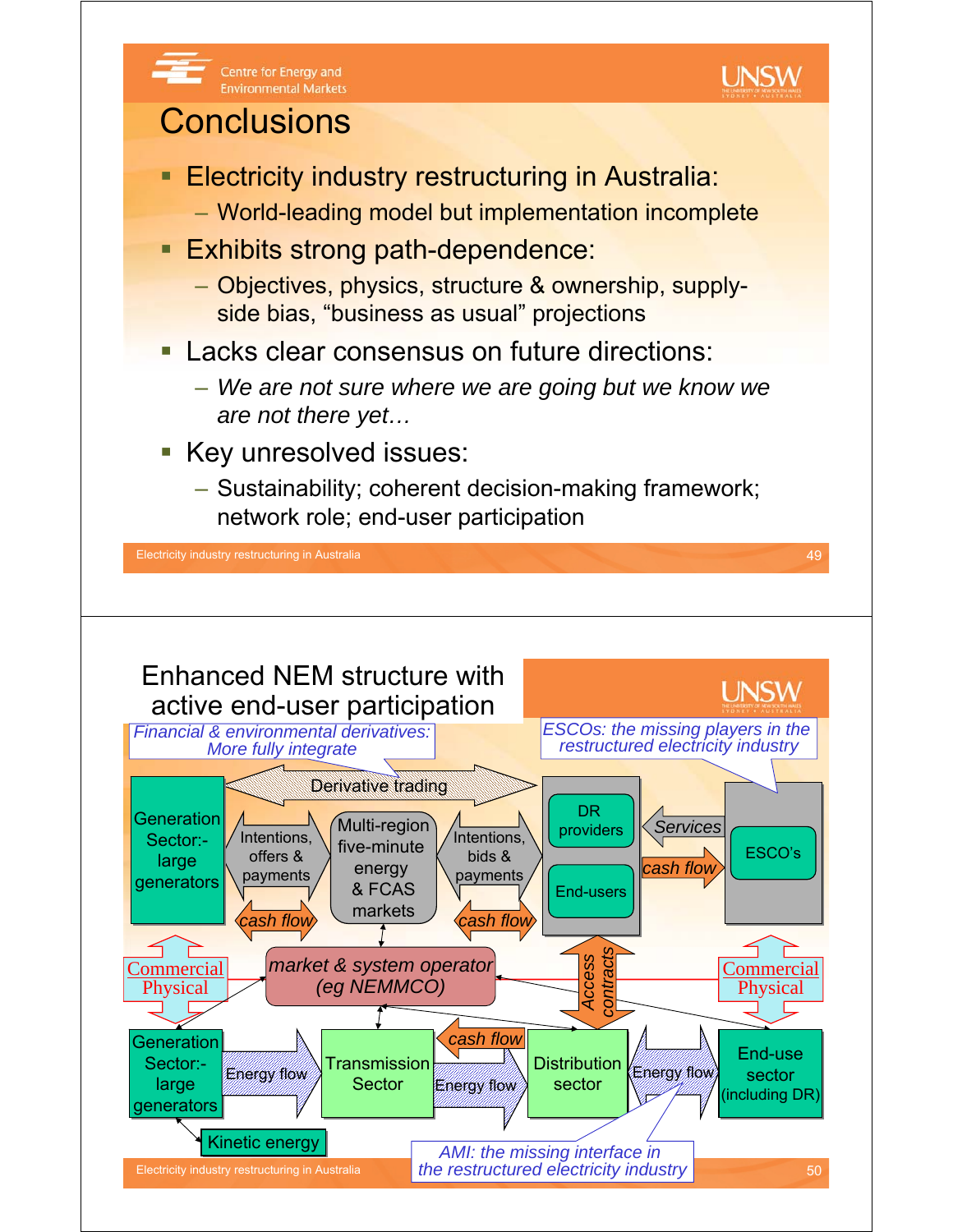# Conclusions

- Electricity industry restructuring in Australia:
  - World-leading model but implementation incomplete
- Exhibits strong path-dependence:
  - Objectives, physics, structure & ownership, supply-side bias, “business as usual” projections
- Lacks clear consensus on future directions:
  - *We are not sure where we are going but we know we are not there yet…*
- Key unresolved issues:
  - Sustainability; coherent decision-making framework; network role; end-user participation

# Enhanced NEM structure with active end-user participation

*Financial & environmental derivatives: More fully integrate*

*ESCOs: the missing players in the restructured electricity industry*

Derivative trading

Generation Sector:- large generators

Intentions, offers & payments

Multi-region five-minute energy & FCAS markets

Intentions, bids & payments

DR providers

End-users

Services

cash flow

ESCO's

cash flow

cash flow

Commercial Physical

*market & system operator (eg NEMMCO)*

Access contracts

Commercial Physical

Generation Sector:- large generators

Energy flow

Transmission Sector

cash flow

Energy flow

Distribution sector

Energy flow

End-use sector (including DR)

Kinetic energy

*AMI: the missing interface in the restructured electricity industry*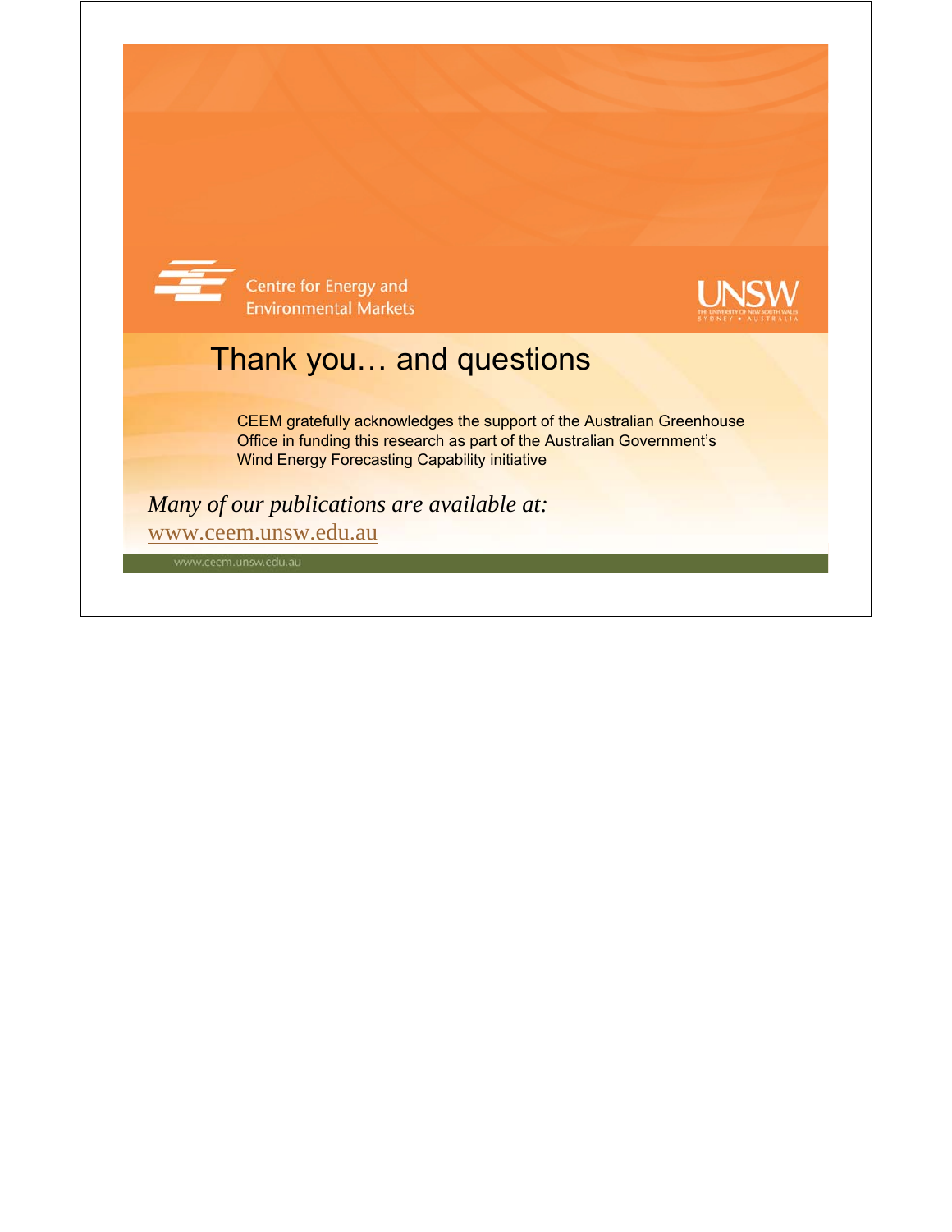Centre for Energy and Environmental Markets

UNSW

# Thank you… and questions

CEEM gratefully acknowledges the support of the Australian Greenhouse Office in funding this research as part of the Australian Government's Wind Energy Forecasting Capability initiative

*Many of our publications are available at:*
www.ceem.unsw.edu.au